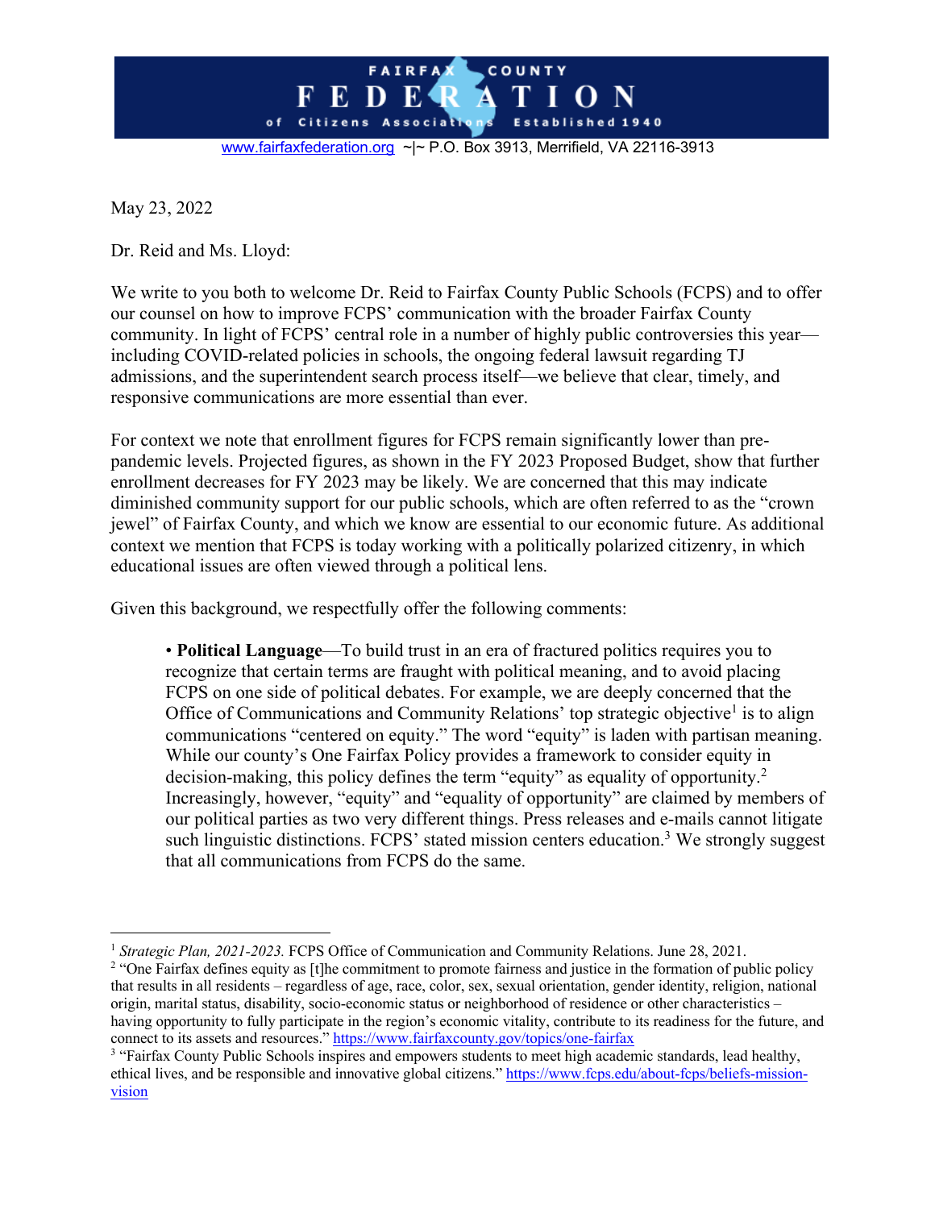# FAIRFAX COUNTY FEDERATION of Citizens Associations Established 1940

www.fairfaxfederation.org ~|~ P.O. Box 3913, Merrifield, VA 22116-3913

May 23, 2022

Dr. Reid and Ms. Lloyd:

We write to you both to welcome Dr. Reid to Fairfax County Public Schools (FCPS) and to offer our counsel on how to improve FCPS' communication with the broader Fairfax County community. In light of FCPS' central role in a number of highly public controversies this year—including COVID-related policies in schools, the ongoing federal lawsuit regarding TJ admissions, and the superintendent search process itself—we believe that clear, timely, and responsive communications are more essential than ever.

For context we note that enrollment figures for FCPS remain significantly lower than pre-pandemic levels. Projected figures, as shown in the FY 2023 Proposed Budget, show that further enrollment decreases for FY 2023 may be likely. We are concerned that this may indicate diminished community support for our public schools, which are often referred to as the "crown jewel" of Fairfax County, and which we know are essential to our economic future. As additional context we mention that FCPS is today working with a politically polarized citizenry, in which educational issues are often viewed through a political lens.

Given this background, we respectfully offer the following comments:

- **Political Language**—To build trust in an era of fractured politics requires you to recognize that certain terms are fraught with political meaning, and to avoid placing FCPS on one side of political debates. For example, we are deeply concerned that the Office of Communications and Community Relations' top strategic objective[1] is to align communications "centered on equity." The word "equity" is laden with partisan meaning. While our county's One Fairfax Policy provides a framework to consider equity in decision-making, this policy defines the term "equity" as equality of opportunity.[2] Increasingly, however, "equity" and "equality of opportunity" are claimed by members of our political parties as two very different things. Press releases and e-mails cannot litigate such linguistic distinctions. FCPS' stated mission centers education.[3] We strongly suggest that all communications from FCPS do the same.

---

[1] *Strategic Plan, 2021-2023.* FCPS Office of Communication and Community Relations. June 28, 2021.

[2] "One Fairfax defines equity as [t]he commitment to promote fairness and justice in the formation of public policy that results in all residents – regardless of age, race, color, sex, sexual orientation, gender identity, religion, national origin, marital status, disability, socio-economic status or neighborhood of residence or other characteristics – having opportunity to fully participate in the region's economic vitality, contribute to its readiness for the future, and connect to its assets and resources." https://www.fairfaxcounty.gov/topics/one-fairfax

[3] "Fairfax County Public Schools inspires and empowers students to meet high academic standards, lead healthy, ethical lives, and be responsible and innovative global citizens." https://www.fcps.edu/about-fcps/beliefs-mission-vision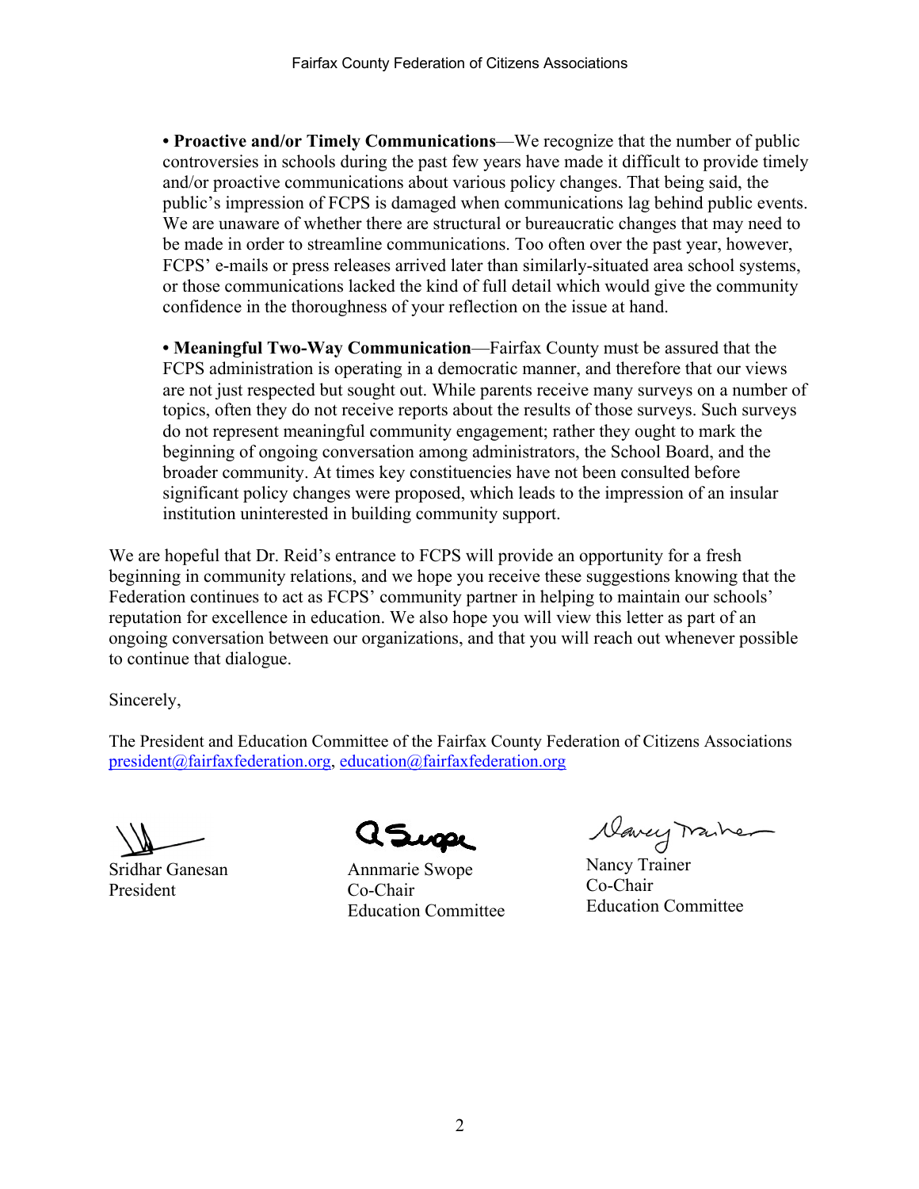• **Proactive and/or Timely Communications**—We recognize that the number of public controversies in schools during the past few years have made it difficult to provide timely and/or proactive communications about various policy changes. That being said, the public's impression of FCPS is damaged when communications lag behind public events. We are unaware of whether there are structural or bureaucratic changes that may need to be made in order to streamline communications. Too often over the past year, however, FCPS' e-mails or press releases arrived later than similarly-situated area school systems, or those communications lacked the kind of full detail which would give the community confidence in the thoroughness of your reflection on the issue at hand.

• **Meaningful Two-Way Communication**—Fairfax County must be assured that the FCPS administration is operating in a democratic manner, and therefore that our views are not just respected but sought out. While parents receive many surveys on a number of topics, often they do not receive reports about the results of those surveys. Such surveys do not represent meaningful community engagement; rather they ought to mark the beginning of ongoing conversation among administrators, the School Board, and the broader community. At times key constituencies have not been consulted before significant policy changes were proposed, which leads to the impression of an insular institution uninterested in building community support.

We are hopeful that Dr. Reid's entrance to FCPS will provide an opportunity for a fresh beginning in community relations, and we hope you receive these suggestions knowing that the Federation continues to act as FCPS' community partner in helping to maintain our schools' reputation for excellence in education. We also hope you will view this letter as part of an ongoing conversation between our organizations, and that you will reach out whenever possible to continue that dialogue.

Sincerely,

The President and Education Committee of the Fairfax County Federation of Citizens Associations
president@fairfaxfederation.org, education@fairfaxfederation.org

Sridhar Ganesan
President

Annmarie Swope
Co-Chair
Education Committee

Nancy Trainer
Co-Chair
Education Committee